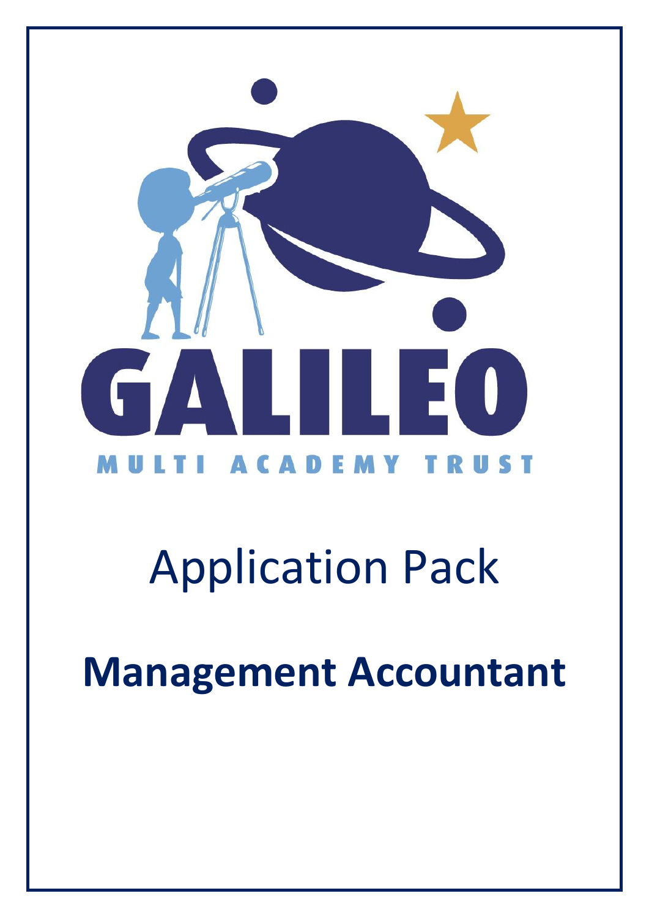GALILEO

MULTI ACADEMY TRUST

# Application Pack

# Management Accountant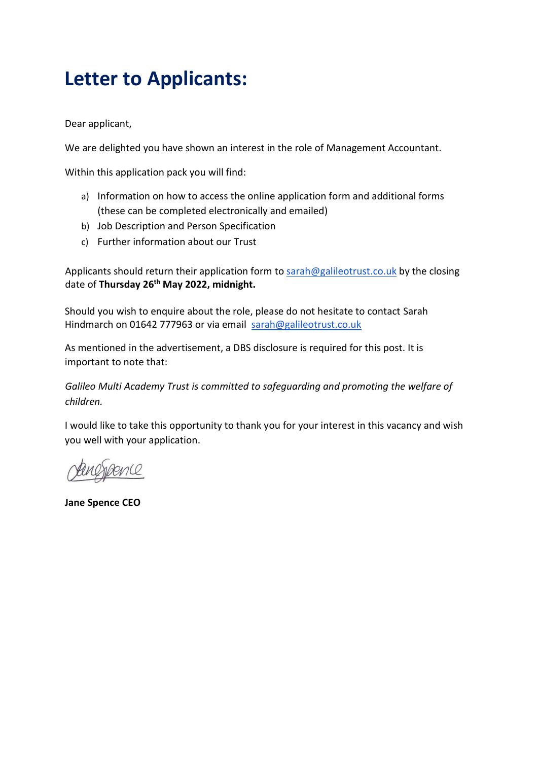# Letter to Applicants:

Dear applicant,

We are delighted you have shown an interest in the role of Management Accountant.

Within this application pack you will find:

a) Information on how to access the online application form and additional forms (these can be completed electronically and emailed)
b) Job Description and Person Specification
c) Further information about our Trust

Applicants should return their application form to sarah@galileotrust.co.uk by the closing date of **Thursday 26th May 2022, midnight.**

Should you wish to enquire about the role, please do not hesitate to contact Sarah Hindmarch on 01642 777963 or via email sarah@galileotrust.co.uk

As mentioned in the advertisement, a DBS disclosure is required for this post. It is important to note that:

*Galileo Multi Academy Trust is committed to safeguarding and promoting the welfare of children.*

I would like to take this opportunity to thank you for your interest in this vacancy and wish you well with your application.

Jane Spence

**Jane Spence CEO**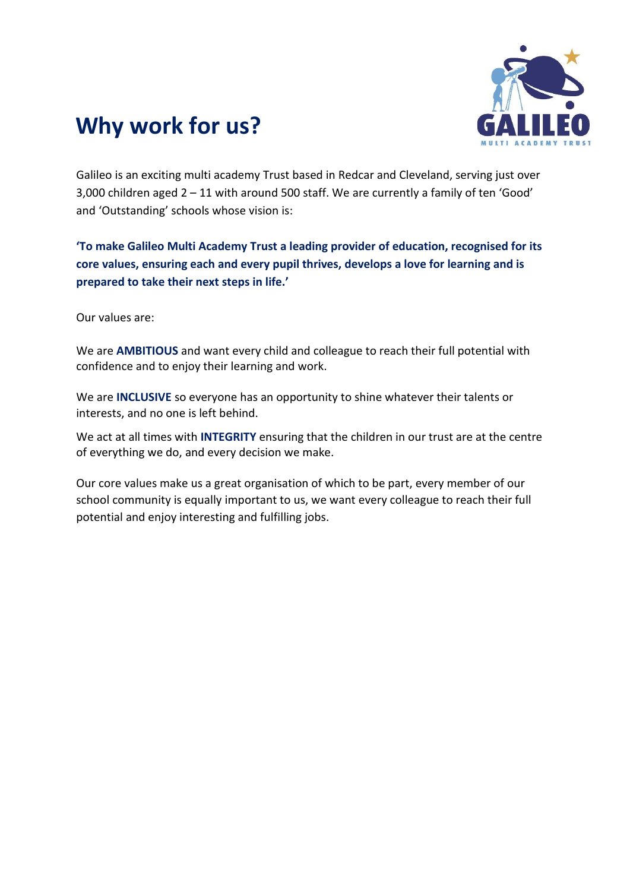# Why work for us?

Galileo is an exciting multi academy Trust based in Redcar and Cleveland, serving just over 3,000 children aged 2 – 11 with around 500 staff. We are currently a family of ten 'Good' and 'Outstanding' schools whose vision is:

**'To make Galileo Multi Academy Trust a leading provider of education, recognised for its core values, ensuring each and every pupil thrives, develops a love for learning and is prepared to take their next steps in life.'**

Our values are:

We are **AMBITIOUS** and want every child and colleague to reach their full potential with confidence and to enjoy their learning and work.

We are **INCLUSIVE** so everyone has an opportunity to shine whatever their talents or interests, and no one is left behind.

We act at all times with **INTEGRITY** ensuring that the children in our trust are at the centre of everything we do, and every decision we make.

Our core values make us a great organisation of which to be part, every member of our school community is equally important to us, we want every colleague to reach their full potential and enjoy interesting and fulfilling jobs.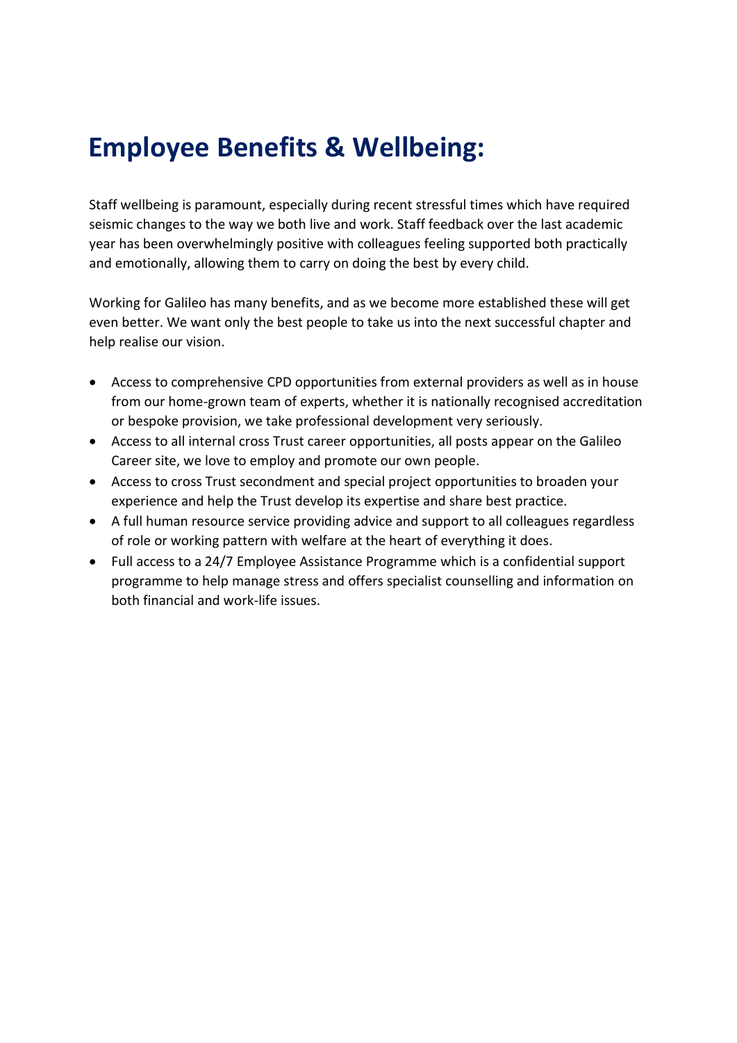# Employee Benefits & Wellbeing:

Staff wellbeing is paramount, especially during recent stressful times which have required seismic changes to the way we both live and work. Staff feedback over the last academic year has been overwhelmingly positive with colleagues feeling supported both practically and emotionally, allowing them to carry on doing the best by every child.

Working for Galileo has many benefits, and as we become more established these will get even better. We want only the best people to take us into the next successful chapter and help realise our vision.

- Access to comprehensive CPD opportunities from external providers as well as in house from our home-grown team of experts, whether it is nationally recognised accreditation or bespoke provision, we take professional development very seriously.
- Access to all internal cross Trust career opportunities, all posts appear on the Galileo Career site, we love to employ and promote our own people.
- Access to cross Trust secondment and special project opportunities to broaden your experience and help the Trust develop its expertise and share best practice.
- A full human resource service providing advice and support to all colleagues regardless of role or working pattern with welfare at the heart of everything it does.
- Full access to a 24/7 Employee Assistance Programme which is a confidential support programme to help manage stress and offers specialist counselling and information on both financial and work-life issues.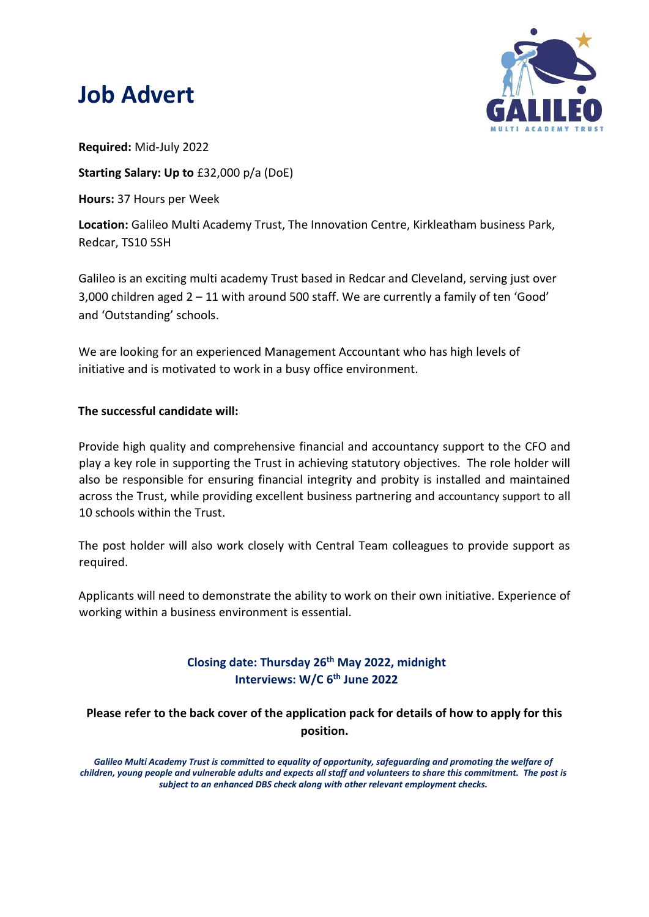# Job Advert

**Required:** Mid-July 2022

**Starting Salary: Up to** £32,000 p/a (DoE)

**Hours:** 37 Hours per Week

**Location:** Galileo Multi Academy Trust, The Innovation Centre, Kirkleatham business Park, Redcar, TS10 5SH

Galileo is an exciting multi academy Trust based in Redcar and Cleveland, serving just over 3,000 children aged 2 – 11 with around 500 staff. We are currently a family of ten 'Good' and 'Outstanding' schools.

We are looking for an experienced Management Accountant who has high levels of initiative and is motivated to work in a busy office environment.

**The successful candidate will:**

Provide high quality and comprehensive financial and accountancy support to the CFO and play a key role in supporting the Trust in achieving statutory objectives. The role holder will also be responsible for ensuring financial integrity and probity is installed and maintained across the Trust, while providing excellent business partnering and accountancy support to all 10 schools within the Trust.

The post holder will also work closely with Central Team colleagues to provide support as required.

Applicants will need to demonstrate the ability to work on their own initiative. Experience of working within a business environment is essential.

**Closing date: Thursday 26th May 2022, midnight**
**Interviews: W/C 6th June 2022**

**Please refer to the back cover of the application pack for details of how to apply for this position.**

***Galileo Multi Academy Trust is committed to equality of opportunity, safeguarding and promoting the welfare of children, young people and vulnerable adults and expects all staff and volunteers to share this commitment. The post is subject to an enhanced DBS check along with other relevant employment checks.***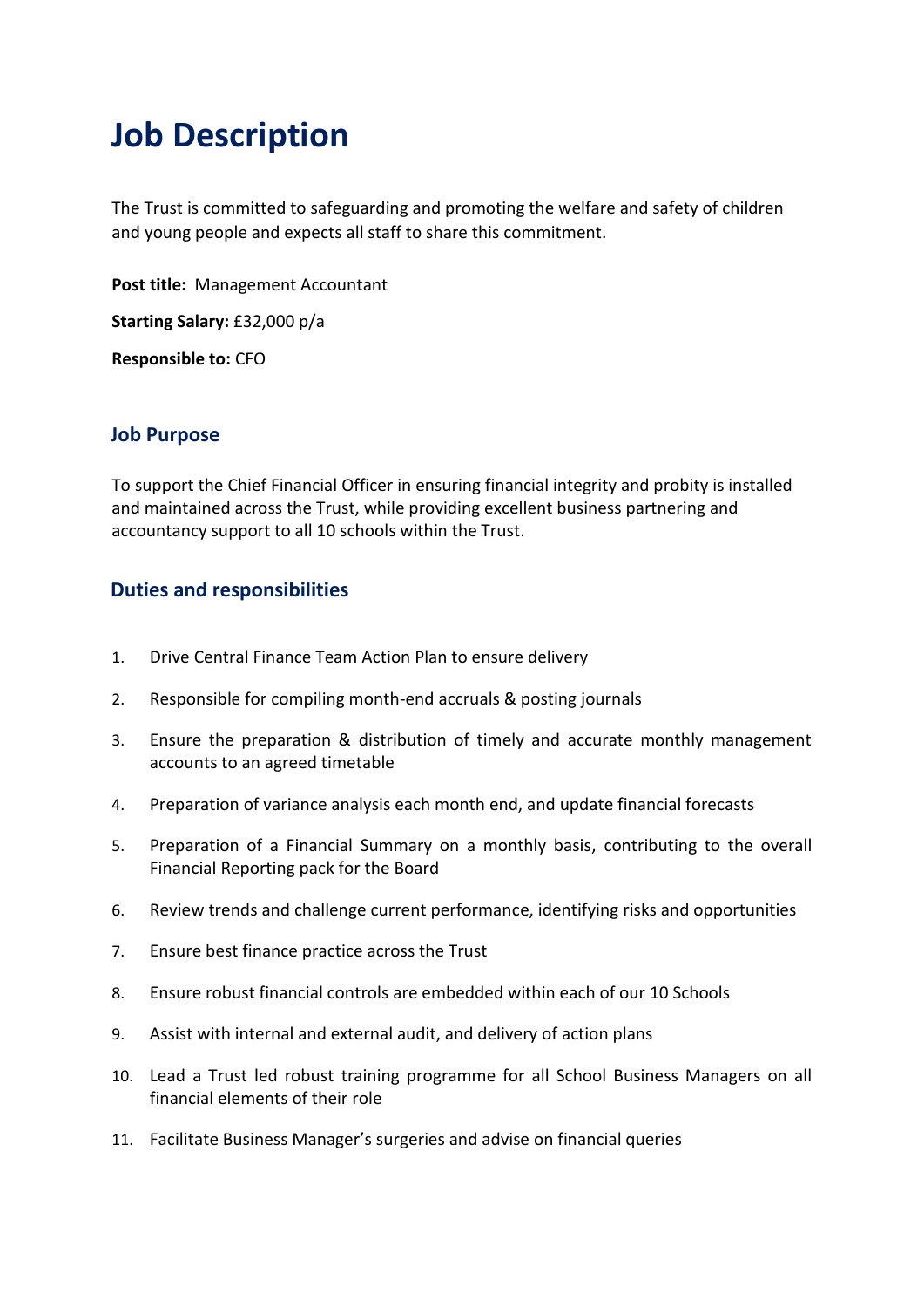# Job Description

The Trust is committed to safeguarding and promoting the welfare and safety of children and young people and expects all staff to share this commitment.

**Post title:** Management Accountant

**Starting Salary:** £32,000 p/a

**Responsible to:** CFO

## Job Purpose

To support the Chief Financial Officer in ensuring financial integrity and probity is installed and maintained across the Trust, while providing excellent business partnering and accountancy support to all 10 schools within the Trust.

## Duties and responsibilities

1. Drive Central Finance Team Action Plan to ensure delivery
2. Responsible for compiling month-end accruals & posting journals
3. Ensure the preparation & distribution of timely and accurate monthly management accounts to an agreed timetable
4. Preparation of variance analysis each month end, and update financial forecasts
5. Preparation of a Financial Summary on a monthly basis, contributing to the overall Financial Reporting pack for the Board
6. Review trends and challenge current performance, identifying risks and opportunities
7. Ensure best finance practice across the Trust
8. Ensure robust financial controls are embedded within each of our 10 Schools
9. Assist with internal and external audit, and delivery of action plans
10. Lead a Trust led robust training programme for all School Business Managers on all financial elements of their role
11. Facilitate Business Manager's surgeries and advise on financial queries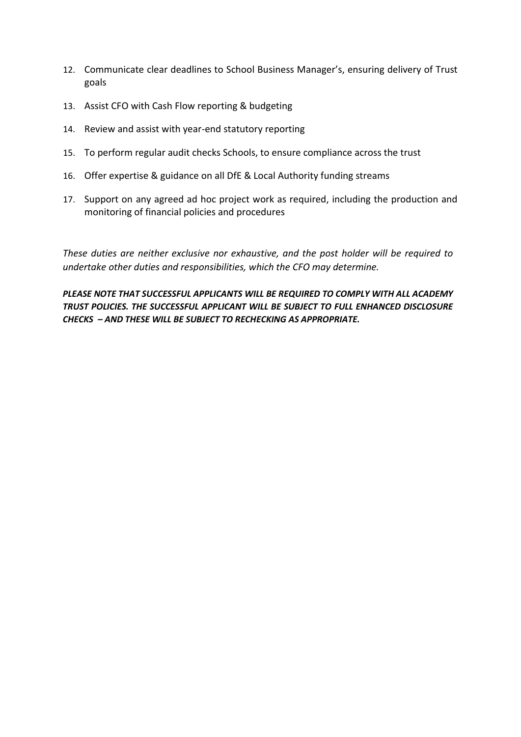12. Communicate clear deadlines to School Business Manager's, ensuring delivery of Trust goals
13. Assist CFO with Cash Flow reporting & budgeting
14. Review and assist with year-end statutory reporting
15. To perform regular audit checks Schools, to ensure compliance across the trust
16. Offer expertise & guidance on all DfE & Local Authority funding streams
17. Support on any agreed ad hoc project work as required, including the production and monitoring of financial policies and procedures

*These duties are neither exclusive nor exhaustive, and the post holder will be required to undertake other duties and responsibilities, which the CFO may determine.*

***PLEASE NOTE THAT SUCCESSFUL APPLICANTS WILL BE REQUIRED TO COMPLY WITH ALL ACADEMY TRUST POLICIES. THE SUCCESSFUL APPLICANT WILL BE SUBJECT TO FULL ENHANCED DISCLOSURE CHECKS – AND THESE WILL BE SUBJECT TO RECHECKING AS APPROPRIATE.***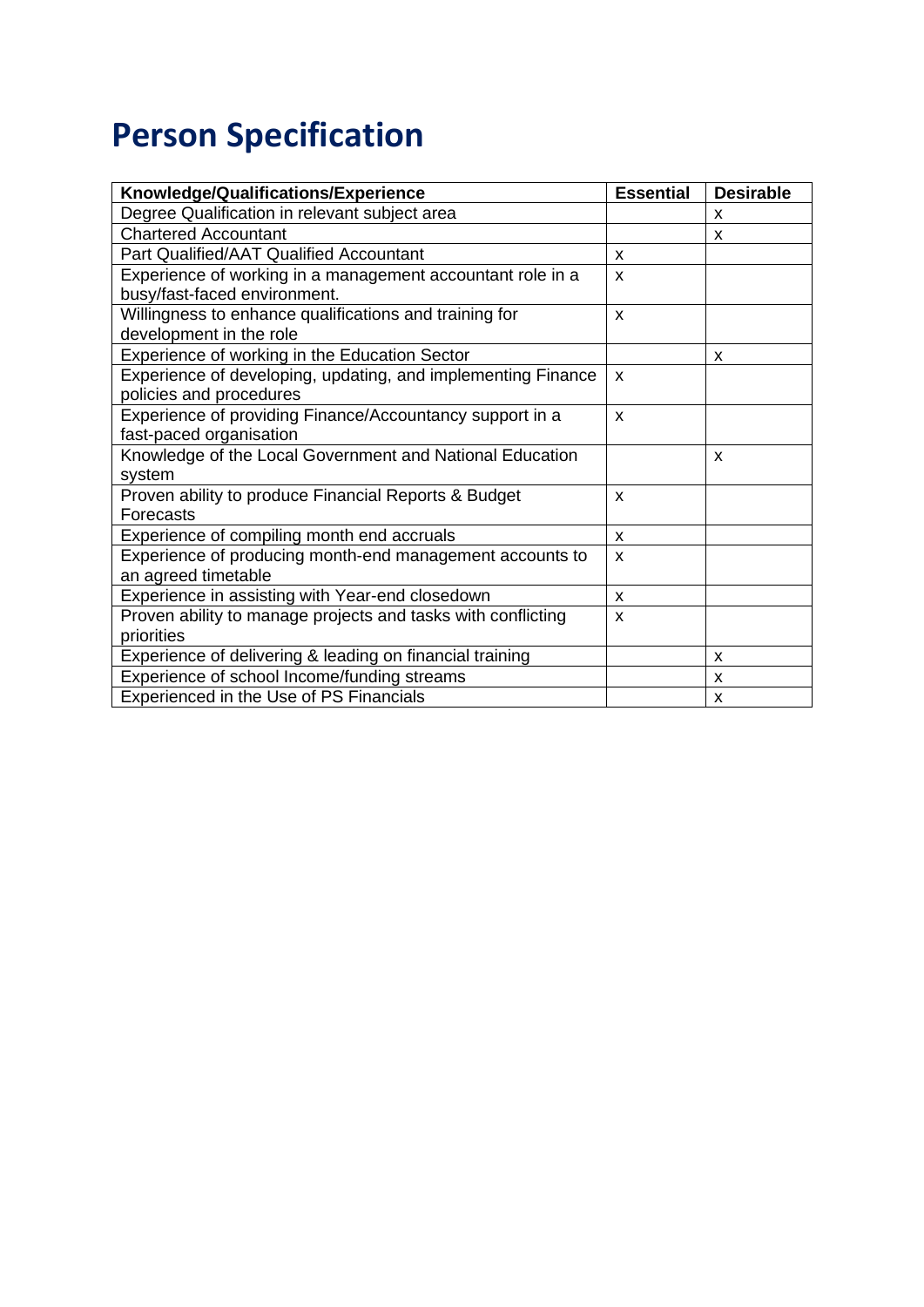# Person Specification

| **Knowledge/Qualifications/Experience** | **Essential** | **Desirable** |
|---|---|---|
| Degree Qualification in relevant subject area | | x |
| Chartered Accountant | | x |
| Part Qualified/AAT Qualified Accountant | x | |
| Experience of working in a management accountant role in a busy/fast-faced environment. | x | |
| Willingness to enhance qualifications and training for development in the role | x | |
| Experience of working in the Education Sector | | x |
| Experience of developing, updating, and implementing Finance policies and procedures | x | |
| Experience of providing Finance/Accountancy support in a fast-paced organisation | x | |
| Knowledge of the Local Government and National Education system | | x |
| Proven ability to produce Financial Reports & Budget Forecasts | x | |
| Experience of compiling month end accruals | x | |
| Experience of producing month-end management accounts to an agreed timetable | x | |
| Experience in assisting with Year-end closedown | x | |
| Proven ability to manage projects and tasks with conflicting priorities | x | |
| Experience of delivering & leading on financial training | | x |
| Experience of school Income/funding streams | | x |
| Experienced in the Use of PS Financials | | x |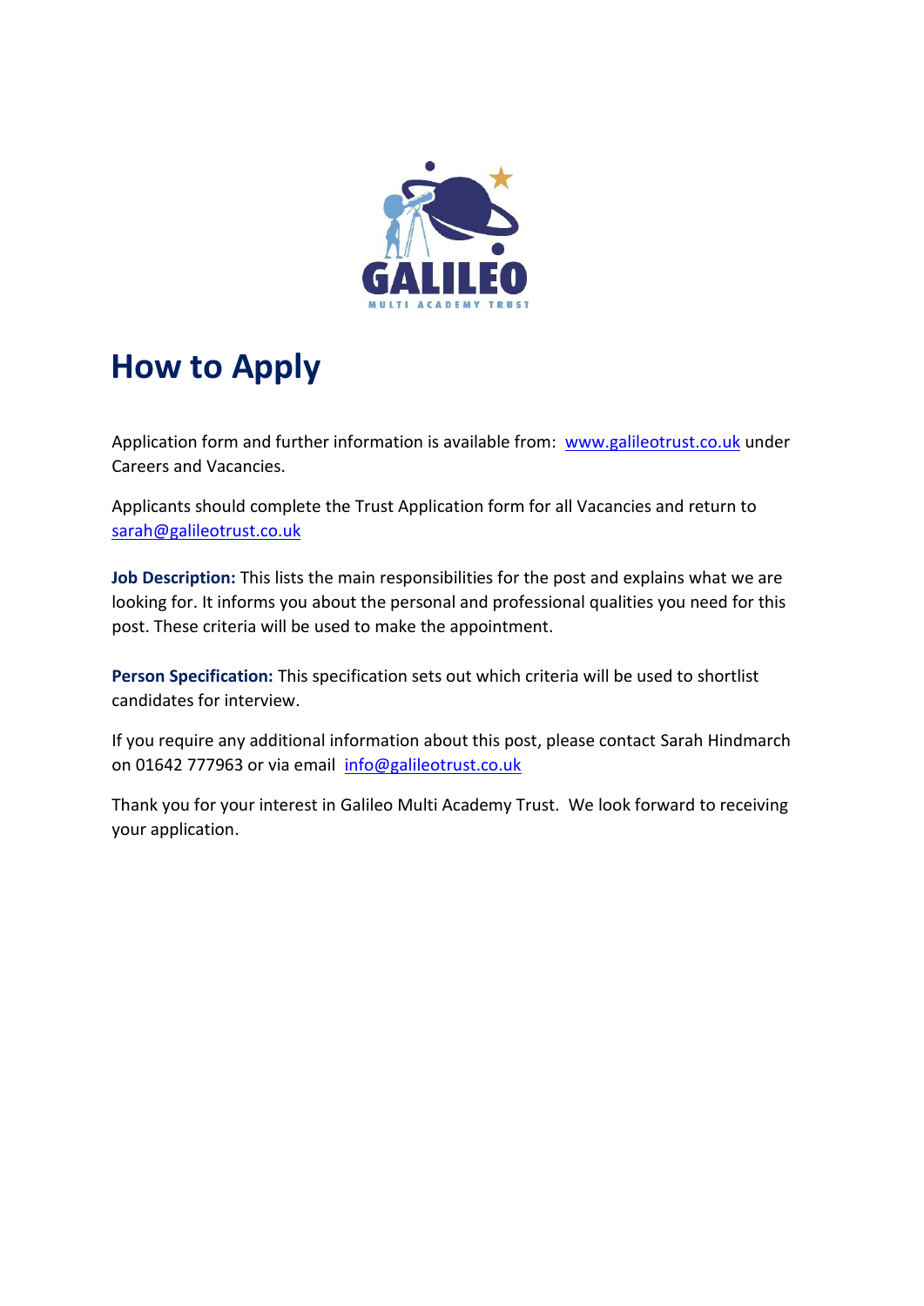# How to Apply

Application form and further information is available from: www.galileotrust.co.uk under Careers and Vacancies.

Applicants should complete the Trust Application form for all Vacancies and return to sarah@galileotrust.co.uk

**Job Description:** This lists the main responsibilities for the post and explains what we are looking for. It informs you about the personal and professional qualities you need for this post. These criteria will be used to make the appointment.

**Person Specification:** This specification sets out which criteria will be used to shortlist candidates for interview.

If you require any additional information about this post, please contact Sarah Hindmarch on 01642 777963 or via email info@galileotrust.co.uk

Thank you for your interest in Galileo Multi Academy Trust. We look forward to receiving your application.